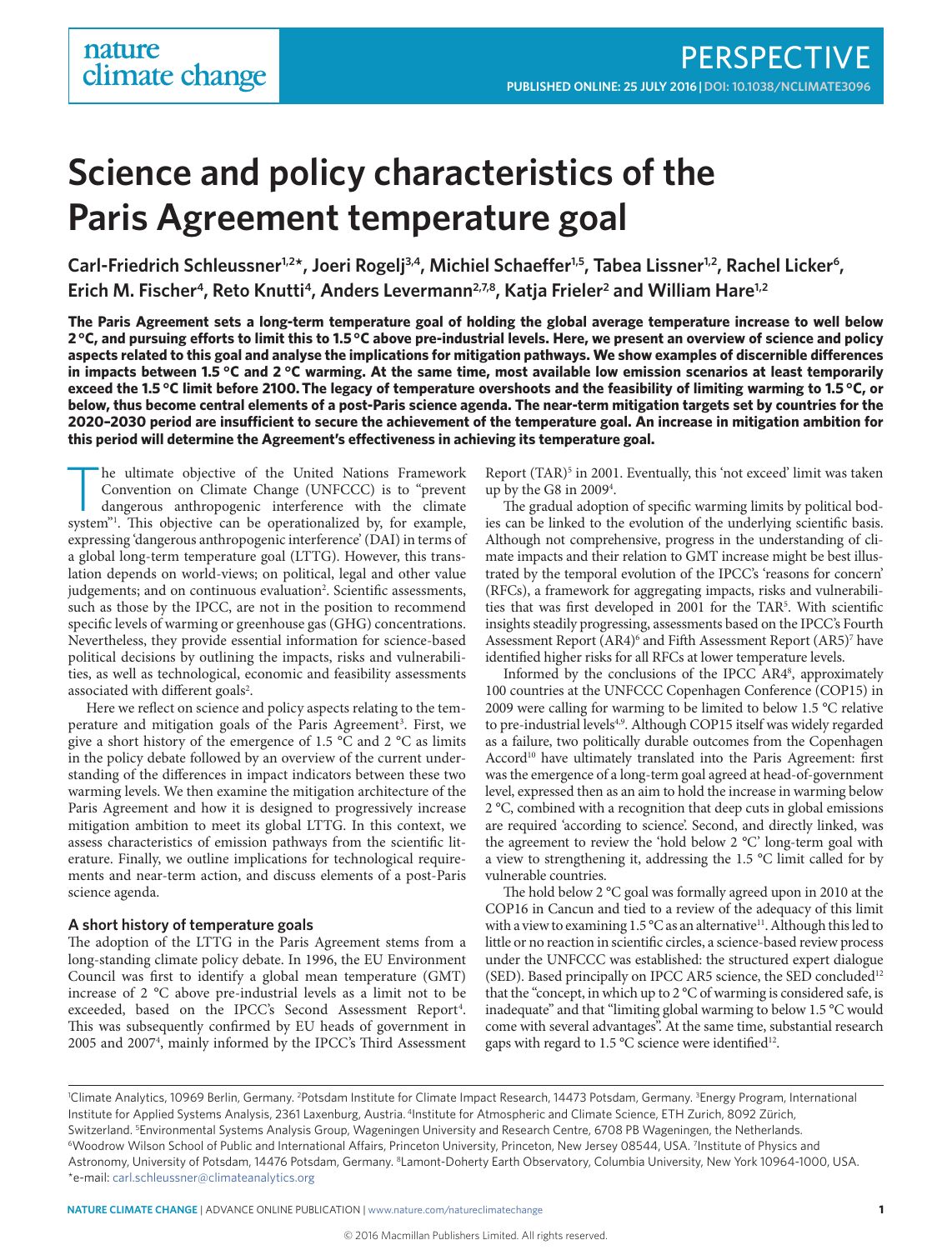# Science and policy characteristics of the Paris Agreement temperature goal

Carl-Friedrich Schleussner[1,2*], Joeri Rogelj[3,4], Michiel Schaeffer[1,5], Tabea Lissner[1,2], Rachel Licker[6], Erich M. Fischer[4], Reto Knutti[4], Anders Levermann[2,7,8], Katja Frieler[2] and William Hare[1,2]

**The Paris Agreement sets a long-term temperature goal of holding the global average temperature increase to well below 2 °C, and pursuing efforts to limit this to 1.5 °C above pre-industrial levels. Here, we present an overview of science and policy aspects related to this goal and analyse the implications for mitigation pathways. We show examples of discernible differences in impacts between 1.5 °C and 2 °C warming. At the same time, most available low emission scenarios at least temporarily exceed the 1.5 °C limit before 2100. The legacy of temperature overshoots and the feasibility of limiting warming to 1.5 °C, or below, thus become central elements of a post-Paris science agenda. The near-term mitigation targets set by countries for the 2020–2030 period are insufficient to secure the achievement of the temperature goal. An increase in mitigation ambition for this period will determine the Agreement's effectiveness in achieving its temperature goal.**

The ultimate objective of the United Nations Framework Convention on Climate Change (UNFCCC) is to "prevent dangerous anthropogenic interference with the climate system"[1]. This objective can be operationalized by, for example, expressing 'dangerous anthropogenic interference' (DAI) in terms of a global long-term temperature goal (LTTG). However, this translation depends on world-views; on political, legal and other value judgements; and on continuous evaluation[2]. Scientific assessments, such as those by the IPCC, are not in the position to recommend specific levels of warming or greenhouse gas (GHG) concentrations. Nevertheless, they provide essential information for science-based political decisions by outlining the impacts, risks and vulnerabilities, as well as technological, economic and feasibility assessments associated with different goals[2].

Here we reflect on science and policy aspects relating to the temperature and mitigation goals of the Paris Agreement[3]. First, we give a short history of the emergence of 1.5 °C and 2 °C as limits in the policy debate followed by an overview of the current understanding of the differences in impact indicators between these two warming levels. We then examine the mitigation architecture of the Paris Agreement and how it is designed to progressively increase mitigation ambition to meet its global LTTG. In this context, we assess characteristics of emission pathways from the scientific literature. Finally, we outline implications for technological requirements and near-term action, and discuss elements of a post-Paris science agenda.

## A short history of temperature goals

The adoption of the LTTG in the Paris Agreement stems from a long-standing climate policy debate. In 1996, the EU Environment Council was first to identify a global mean temperature (GMT) increase of 2 °C above pre-industrial levels as a limit not to be exceeded, based on the IPCC's Second Assessment Report[4]. This was subsequently confirmed by EU heads of government in 2005 and 2007[4], mainly informed by the IPCC's Third Assessment Report (TAR)[5] in 2001. Eventually, this 'not exceed' limit was taken up by the G8 in 2009[4].

The gradual adoption of specific warming limits by political bodies can be linked to the evolution of the underlying scientific basis. Although not comprehensive, progress in the understanding of climate impacts and their relation to GMT increase might be best illustrated by the temporal evolution of the IPCC's 'reasons for concern' (RFCs), a framework for aggregating impacts, risks and vulnerabilities that was first developed in 2001 for the TAR[5]. With scientific insights steadily progressing, assessments based on the IPCC's Fourth Assessment Report (AR4)[6] and Fifth Assessment Report (AR5)[7] have identified higher risks for all RFCs at lower temperature levels.

Informed by the conclusions of the IPCC AR4[8], approximately 100 countries at the UNFCCC Copenhagen Conference (COP15) in 2009 were calling for warming to be limited to below 1.5 °C relative to pre-industrial levels[4,9]. Although COP15 itself was widely regarded as a failure, two politically durable outcomes from the Copenhagen Accord[10] have ultimately translated into the Paris Agreement: first was the emergence of a long-term goal agreed at head-of-government level, expressed then as an aim to hold the increase in warming below 2 °C, combined with a recognition that deep cuts in global emissions are required 'according to science'. Second, and directly linked, was the agreement to review the 'hold below 2 °C' long-term goal with a view to strengthening it, addressing the 1.5 °C limit called for by vulnerable countries.

The hold below 2 °C goal was formally agreed upon in 2010 at the COP16 in Cancun and tied to a review of the adequacy of this limit with a view to examining 1.5 °C as an alternative[11]. Although this led to little or no reaction in scientific circles, a science-based review process under the UNFCCC was established: the structured expert dialogue (SED). Based principally on IPCC AR5 science, the SED concluded[12] that the "concept, in which up to 2 °C of warming is considered safe, is inadequate" and that "limiting global warming to 1.5 °C would come with several advantages". At the same time, substantial research gaps with regard to 1.5 °C science were identified[12].

[1]Climate Analytics, 10969 Berlin, Germany. [2]Potsdam Institute for Climate Impact Research, 14473 Potsdam, Germany. [3]Energy Program, International Institute for Applied Systems Analysis, 2361 Laxenburg, Austria. [4]Institute for Atmospheric and Climate Science, ETH Zurich, 8092 Zürich, Switzerland. [5]Environmental Systems Analysis Group, Wageningen University and Research Centre, 6708 PB Wageningen, the Netherlands. [6]Woodrow Wilson School of Public and International Affairs, Princeton University, Princeton, New Jersey 08544, USA. [7]Institute of Physics and Astronomy, University of Potsdam, 14476 Potsdam, Germany. [8]Lamont-Doherty Earth Observatory, Columbia University, New York 10964-1000, USA. *e-mail: carl.schleussner@climateanalytics.org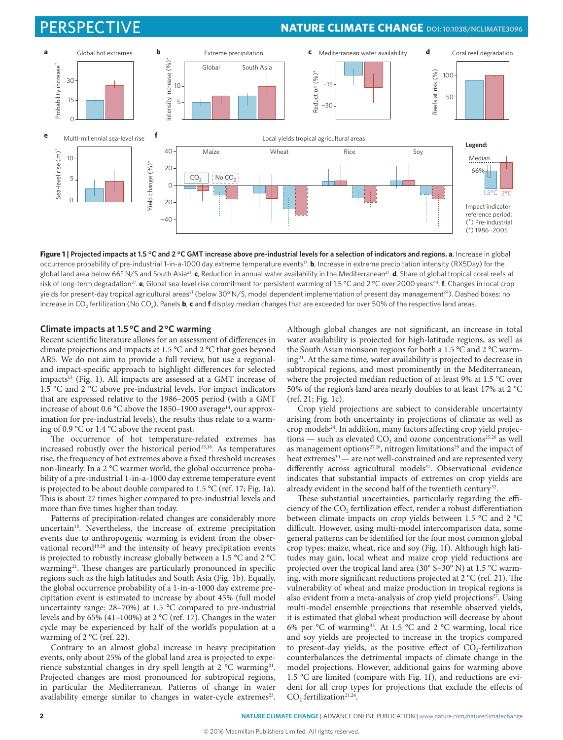**Figure 1 | Projected impacts at 1.5 °C and 2 °C GMT increase above pre-industrial levels for a selection of indicators and regions. a**, Increase in global occurrence probability of pre-industrial 1-in-a-1000 day extreme temperature events[17]. **b**, Increase in extreme precipitation intensity (RX5Day) for the global land area below 66° N/S and South Asia[21]. **c**, Reduction in annual water availability in the Mediterranean[21]. **d**, Share of global tropical coral reefs at risk of long-term degradation[37]. **e**, Global sea-level rise commitment for persistent warming of 1.5 °C and 2 °C over 2000 years[44]. **f**, Changes in local crop yields for present-day tropical agricultural areas[21] (below 30° N/S, model dependent implementation of present day management[24]). Dashed boxes: no increase in $CO_2$ fertilization (No $CO_2$). Panels **b**, **c** and **f** display median changes that are exceeded for over 50% of the respective land areas.

## Climate impacts at 1.5 °C and 2 °C warming

Recent scientific literature allows for an assessment of differences in climate projections and impacts at 1.5 °C and 2 °C that goes beyond AR5. We do not aim to provide a full review, but use a regional- and impact-specific approach to highlight differences for selected impacts[13] (Fig. 1). All impacts are assessed at a GMT increase of 1.5 °C and 2 °C above pre-industrial levels. For impact indicators that are expressed relative to the 1986–2005 period (with a GMT increase of about 0.6 °C above the 1850–1900 average[14], our approximation for pre-industrial levels), the results thus relate to a warming of 0.9 °C or 1.4 °C above the recent past.

The occurrence of hot temperature-related extremes has increased robustly over the historical period[15,16]. As temperatures rise, the frequency of hot extremes above a fixed threshold increases non-linearly. In a 2 °C warmer world, the global occurrence probability of a pre-industrial 1-in-a-1000 day extreme temperature event is projected to be about double compared to 1.5 °C (ref. 17; Fig. 1a). This is about 27 times higher compared to pre-industrial levels and more than five times higher than today.

Patterns of precipitation-related changes are considerably more uncertain[18]. Nevertheless, the increase of extreme precipitation events due to anthropogenic warming is evident from the observational record[19,20] and the intensity of heavy precipitation events is projected to robustly increase globally between a 1.5 °C and 2 °C warming[21]. These changes are particularly pronounced in specific regions such as the high latitudes and South Asia (Fig. 1b). Equally, the global occurrence probability of a 1-in-a-1000 day extreme precipitation event is estimated to increase by about 45% (full model uncertainty range: 28–70%) at 1.5 °C compared to pre-industrial levels and by 65% (41–100%) at 2 °C (ref. 17). Changes in the water cycle may be experienced by half of the world's population at a warming of 2 °C (ref. 22).

Contrary to an almost global increase in heavy precipitation events, only about 25% of the global land area is projected to experience substantial changes in dry spell length at 2 °C warming[21]. Projected changes are most pronounced for subtropical regions, in particular the Mediterranean. Patterns of change in water availability emerge similar to changes in water-cycle extremes[23]. Although global changes are not significant, an increase in total water availability is projected for high-latitude regions, as well as the South Asian monsoon regions for both a 1.5 °C and 2 °C warming[21]. At the same time, water availability is projected to decrease in subtropical regions, and most prominently in the Mediterranean, where the projected median reduction of at least 9% at 1.5 °C over 50% of the region's land area nearly doubles to at least 17% at 2 °C (ref. 21; Fig. 1c).

Crop yield projections are subject to considerable uncertainty arising from both uncertainty in projections of climate as well as crop models[24]. In addition, many factors affecting crop yield projections — such as elevated $CO_2$ and ozone concentrations[25,26] as well as management options[27,28], nitrogen limitations[29] and the impact of heat extremes[30] — are not well-constrained and are represented very differently across agricultural models[31]. Observational evidence indicates that substantial impacts of extremes on crop yields are already evident in the second half of the twentieth century[32].

These substantial uncertainties, particularly regarding the efficiency of the $CO_2$ fertilization effect, render a robust differentiation between climate impacts on crop yields between 1.5 °C and 2 °C difficult. However, using multi-model intercomparison data, some general patterns can be identified for the four most common global crop types: maize, wheat, rice and soy (Fig. 1f). Although high latitudes may gain, local wheat and maize crop yield reductions are projected over the tropical land area (30° S–30° N) at 1.5 °C warming, with more significant reductions projected at 2 °C (ref. 21). The vulnerability of wheat and maize production in tropical regions is also evident from a meta-analysis of crop yield projections[27]. Using multi-model ensemble projections that resemble observed yields, it is estimated that global wheat production will decrease by about 6% per °C of warming[33]. At 1.5 °C and 2 °C warming, local rice and soy yields are projected to increase in the tropics compared to present-day yields, as the positive effect of $CO_2$-fertilization counterbalances the detrimental impacts of climate change in the model projections. However, additional gains for warming above 1.5 °C are limited (compare with Fig. 1f), and reductions are evident for all crop types for projections that exclude the effects of $CO_2$ fertilization[21,24].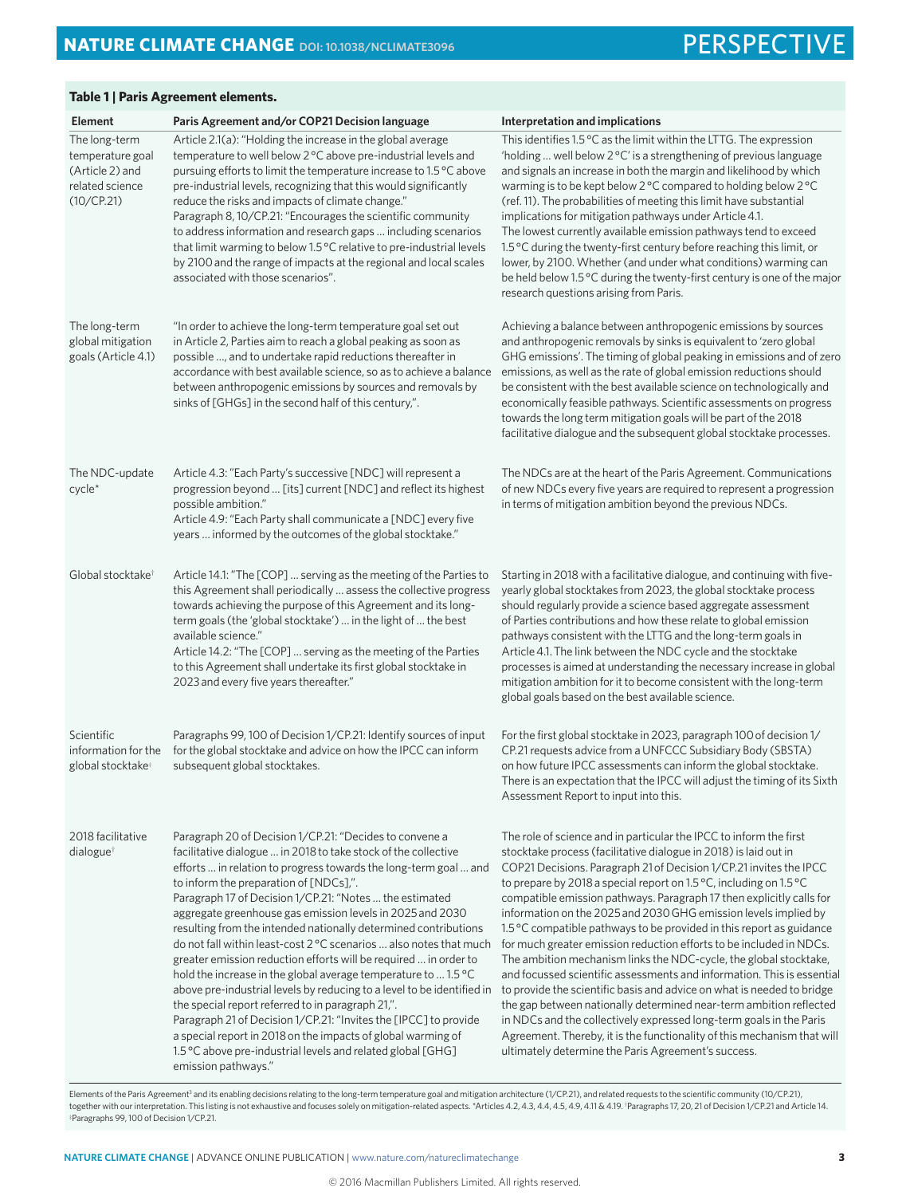**Table 1 | Paris Agreement elements.**

| Element | Paris Agreement and/or COP21 Decision language | Interpretation and implications |
|---|---|---|
| The long-term temperature goal (Article 2) and related science (10/CP.21) | Article 2.1(a): "Holding the increase in the global average temperature to well below 2 °C above pre-industrial levels and pursuing efforts to limit the temperature increase to 1.5 °C above pre-industrial levels, recognizing that this would significantly reduce the risks and impacts of climate change." Paragraph 8, 10/CP.21: "Encourages the scientific community to address information and research gaps … including scenarios that limit warming to below 1.5 °C relative to pre-industrial levels by 2100 and the range of impacts at the regional and local scales associated with those scenarios". | This identifies 1.5 °C as the limit within the LTTG. The expression 'holding … well below 2 °C' is a strengthening of previous language and signals an increase in both the margin and likelihood by which warming is to be kept below 2 °C compared to holding below 2 °C (ref. 11). The probabilities of meeting this limit have substantial implications for mitigation pathways under Article 4.1. The lowest currently available emission pathways tend to exceed 1.5 °C during the twenty-first century before reaching this limit, or lower, by 2100. Whether (and under what conditions) warming can be held below 1.5 °C during the twenty-first century is one of the major research questions arising from Paris. |
| The long-term global mitigation goals (Article 4.1) | "In order to achieve the long-term temperature goal set out in Article 2, Parties aim to reach a global peaking as soon as possible …, and to undertake rapid reductions thereafter in accordance with best available science, so as to achieve a balance between anthropogenic emissions by sources and removals by sinks of [GHGs] in the second half of this century,". | Achieving a balance between anthropogenic emissions by sources and anthropogenic removals by sinks is equivalent to 'zero global GHG emissions'. The timing of global peaking in emissions and of zero emissions, as well as the rate of global emission reductions should be consistent with the best available science on technologically and economically feasible pathways. Scientific assessments on progress towards the long term mitigation goals will be part of the 2018 facilitative dialogue and the subsequent global stocktake processes. |
| The NDC-update cycle* | Article 4.3: "Each Party's successive [NDC] will represent a progression beyond … [its] current [NDC] and reflect its highest possible ambition." Article 4.9: "Each Party shall communicate a [NDC] every five years … informed by the outcomes of the global stocktake." | The NDCs are at the heart of the Paris Agreement. Communications of new NDCs every five years are required to represent a progression in terms of mitigation ambition beyond the previous NDCs. |
| Global stocktake† | Article 14.1: "The [COP] … serving as the meeting of the Parties to this Agreement shall periodically … assess the collective progress towards achieving the purpose of this Agreement and its long-term goals (the 'global stocktake') … in the light of … the best available science." Article 14.2: "The [COP] … serving as the meeting of the Parties to this Agreement shall undertake its first global stocktake in 2023 and every five years thereafter." | Starting in 2018 with a facilitative dialogue, and continuing with five-yearly global stocktakes from 2023, the global stocktake process should regularly provide a science based aggregate assessment of Parties contributions and how these relate to global emission pathways consistent with the LTTG and the long-term goals in Article 4.1. The link between the NDC cycle and the stocktake processes is aimed at understanding the necessary increase in global mitigation ambition for it to become consistent with the long-term global goals based on the best available science. |
| Scientific information for the global stocktake‡ | Paragraphs 99, 100 of Decision 1/CP.21: Identify sources of input for the global stocktake and advice on how the IPCC can inform subsequent global stocktakes. | For the first global stocktake in 2023, paragraph 100 of decision 1/CP.21 requests advice from a UNFCCC Subsidiary Body (SBSTA) on how future IPCC assessments can inform the global stocktake. There is an expectation that the IPCC will adjust the timing of its Sixth Assessment Report to input into this. |
| 2018 facilitative dialogue† | Paragraph 20 of Decision 1/CP.21: "Decides to convene a facilitative dialogue … in 2018 to take stock of the collective efforts … in relation to progress towards the long-term goal … and to inform the preparation of [NDCs],". Paragraph 17 of Decision 1/CP.21: "Notes … the estimated aggregate greenhouse gas emission levels in 2025 and 2030 resulting from the intended nationally determined contributions do not fall within least-cost 2 °C scenarios … also notes that much greater emission reduction efforts will be required … in order to hold the increase in the global average temperature to … 1.5 °C above pre-industrial levels by reducing to a level to be identified in the special report referred to in paragraph 21,". Paragraph 21 of Decision 1/CP.21: "Invites the [IPCC] to provide a special report in 2018 on the impacts of global warming of 1.5 °C above pre-industrial levels and related global [GHG] emission pathways." | The role of science and in particular the IPCC to inform the first stocktake process (facilitative dialogue in 2018) is laid out in COP21 Decisions. Paragraph 21 of Decision 1/CP.21 invites the IPCC to prepare by 2018 a special report on 1.5 °C, including on 1.5 °C compatible emission pathways. Paragraph 17 then explicitly calls for information on the 2025 and 2030 GHG emission levels implied by 1.5 °C compatible pathways to be provided in this report as guidance for much greater emission reduction efforts to be included in NDCs. The ambition mechanism links the NDC-cycle, the global stocktake, and focussed scientific assessments and information. This is essential to provide the scientific basis and advice on what is needed to bridge the gap between nationally determined near-term ambition reflected in NDCs and the collectively expressed long-term goals in the Paris Agreement. Thereby, it is the functionality of this mechanism that will ultimately determine the Paris Agreement's success. |

Elements of the Paris Agreement[3] and its enabling decisions relating to the long-term temperature goal and mitigation architecture (1/CP.21), and related requests to the scientific community (10/CP.21), together with our interpretation. This listing is not exhaustive and focuses solely on mitigation-related aspects. *Articles 4.2, 4.3, 4.4, 4.5, 4.9, 4.11 & 4.19. †Paragraphs 17, 20, 21 of Decision 1/CP.21 and Article 14. ‡Paragraphs 99, 100 of Decision 1/CP.21.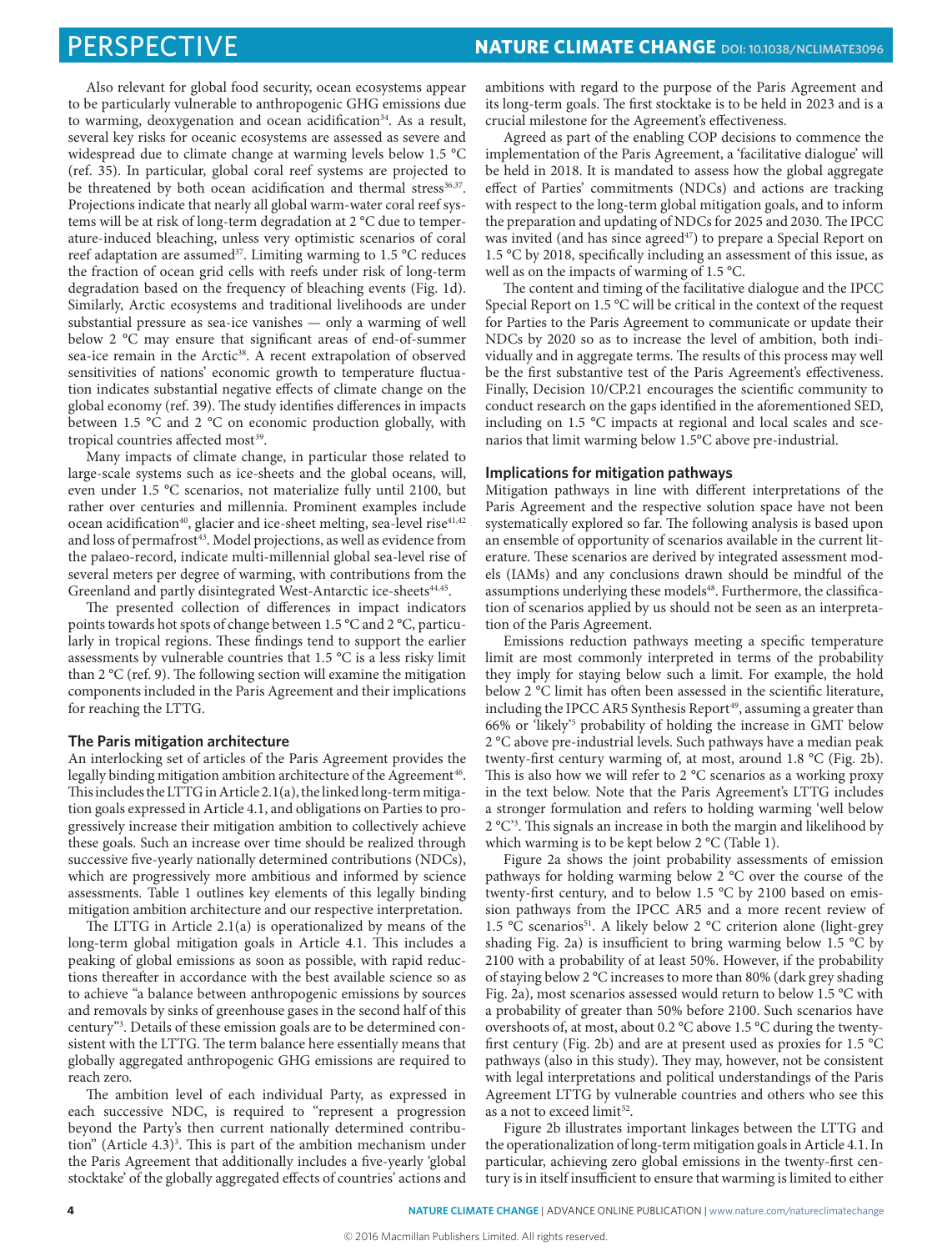Also relevant for global food security, ocean ecosystems appear to be particularly vulnerable to anthropogenic GHG emissions due to warming, deoxygenation and ocean acidification[34]. As a result, several key risks for oceanic ecosystems are assessed as severe and widespread due to climate change at warming levels below 1.5 °C (ref. 35). In particular, global coral reef systems are projected to be threatened by both ocean acidification and thermal stress[36,37]. Projections indicate that nearly all global warm-water coral reef systems will be at risk of long-term degradation at 2 °C due to temperature-induced bleaching, unless very optimistic scenarios of coral reef adaptation are assumed[37]. Limiting warming to 1.5 °C reduces the fraction of ocean grid cells with reefs under risk of long-term degradation based on the frequency of bleaching events (Fig. 1d). Similarly, Arctic ecosystems and traditional livelihoods are under substantial pressure as sea-ice vanishes — only a warming of well below 2 °C may ensure that significant areas of end-of-summer sea-ice remain in the Arctic[38]. A recent extrapolation of observed sensitivities of nations' economic growth to temperature fluctuation indicates substantial negative effects of climate change on the global economy (ref. 39). The study identifies differences in impacts between 1.5 °C and 2 °C on economic production globally, with tropical countries affected most[39].

Many impacts of climate change, in particular those related to large-scale systems such as ice-sheets and the global oceans, will, even under 1.5 °C scenarios, not materialize fully until 2100, but rather over centuries and millennia. Prominent examples include ocean acidification[40], glacier and ice-sheet melting, sea-level rise[41,42] and loss of permafrost[43]. Model projections, as well as evidence from the palaeo-record, indicate multi-millennial global sea-level rise of several meters per degree of warming, with contributions from the Greenland and partly disintegrated West-Antarctic ice-sheets[44,45].

The presented collection of differences in impact indicators points towards hot spots of change between 1.5 °C and 2 °C, particularly in tropical regions. These findings tend to support the earlier assessments by vulnerable countries that 1.5 °C is a less risky limit than 2 °C (ref. 9). The following section will examine the mitigation components included in the Paris Agreement and their implications for reaching the LTTG.

## The Paris mitigation architecture

An interlocking set of articles of the Paris Agreement provides the legally binding mitigation ambition architecture of the Agreement[46]. This includes the LTTG in Article 2.1(a), the linked long-term mitigation goals expressed in Article 4.1, and obligations on Parties to progressively increase their mitigation ambition to collectively achieve these goals. Such an increase over time should be realized through successive five-yearly nationally determined contributions (NDCs), which are progressively more ambitious and informed by science assessments. Table 1 outlines key elements of this legally binding mitigation ambition architecture and our respective interpretation.

The LTTG in Article 2.1(a) is operationalized by means of the long-term global mitigation goals in Article 4.1. This includes a peaking of global emissions as soon as possible, with rapid reductions thereafter in accordance with the best available science so as to achieve "a balance between anthropogenic emissions by sources and removals by sinks of greenhouse gases in the second half of this century"[3]. Details of these emission goals are to be determined consistent with the LTTG. The term balance here essentially means that globally aggregated anthropogenic GHG emissions are required to reach zero.

The ambition level of each individual Party, as expressed in each successive NDC, is required to "represent a progression beyond the Party's then current nationally determined contribution" (Article 4.3)[3]. This is part of the ambition mechanism under the Paris Agreement that additionally includes a five-yearly 'global stocktake' of the globally aggregated effects of countries' actions and ambitions with regard to the purpose of the Paris Agreement and its long-term goals. The first stocktake is to be held in 2023 and is a crucial milestone for the Agreement's effectiveness.

Agreed as part of the enabling COP decisions to commence the implementation of the Paris Agreement, a 'facilitative dialogue' will be held in 2018. It is mandated to assess how the global aggregate effect of Parties' commitments (NDCs) and actions are tracking with respect to the long-term global mitigation goals, and to inform the preparation and updating of NDCs for 2025 and 2030. The IPCC was invited (and has since agreed[47]) to prepare a Special Report on 1.5 °C by 2018, specifically including an assessment of this issue, as well as on the impacts of warming of 1.5 °C.

The content and timing of the facilitative dialogue and the IPCC Special Report on 1.5 °C will be critical in the context of the request for Parties to the Paris Agreement to communicate or update their NDCs by 2020 so as to increase the level of ambition, both individually and in aggregate terms. The results of this process may well be the first substantive test of the Paris Agreement's effectiveness. Finally, Decision 10/CP.21 encourages the scientific community to conduct research on the gaps identified in the aforementioned SED, including on 1.5 °C impacts at regional and local scales and scenarios that limit warming below 1.5°C above pre-industrial.

## Implications for mitigation pathways

Mitigation pathways in line with different interpretations of the Paris Agreement and the respective solution space have not been systematically explored so far. The following analysis is based upon an ensemble of opportunity of scenarios available in the current literature. These scenarios are derived by integrated assessment models (IAMs) and any conclusions drawn should be mindful of the assumptions underlying these models[48]. Furthermore, the classification of scenarios applied by us should not be seen as an interpretation of the Paris Agreement.

Emissions reduction pathways meeting a specific temperature limit are most commonly interpreted in terms of the probability they imply for staying below such a limit. For example, the hold below 2 °C limit has often been assessed in the scientific literature, including the IPCC AR5 Synthesis Report[49], assuming a greater than 66% or 'likely'[5] probability of holding the increase in GMT below 2 °C above pre-industrial levels. Such pathways have a median peak twenty-first century warming of, at most, around 1.8 °C (Fig. 2b). This is also how we will refer to 2 °C scenarios as a working proxy in the text below. Note that the Paris Agreement's LTTG includes a stronger formulation and refers to holding warming 'well below 2 °C'[3]. This signals an increase in both the margin and likelihood by which warming is to be kept below 2 °C (Table 1).

Figure 2a shows the joint probability assessments of emission pathways for holding warming below 2 °C over the course of the twenty-first century, and to below 1.5 °C by 2100 based on emission pathways from the IPCC AR5 and a more recent review of 1.5 °C scenarios[51]. A likely below 2 °C criterion alone (light-grey shading Fig. 2a) is insufficient to bring warming below 1.5 °C by 2100 with a probability of at least 50%. However, if the probability of staying below 2 °C increases to more than 80% (dark grey shading Fig. 2a), most scenarios assessed would return to below 1.5 °C with a probability of greater than 50% before 2100. Such scenarios have overshoots of, at most, about 0.2 °C above 1.5 °C during the twenty-first century (Fig. 2b) and are at present used as proxies for 1.5 °C pathways (also in this study). They may, however, not be consistent with legal interpretations and political understandings of the Paris Agreement LTTG by vulnerable countries and others who see this as a not to exceed limit[52].

Figure 2b illustrates important linkages between the LTTG and the operationalization of long-term mitigation goals in Article 4.1. In particular, achieving zero global emissions in the twenty-first century is in itself insufficient to ensure that warming is limited to either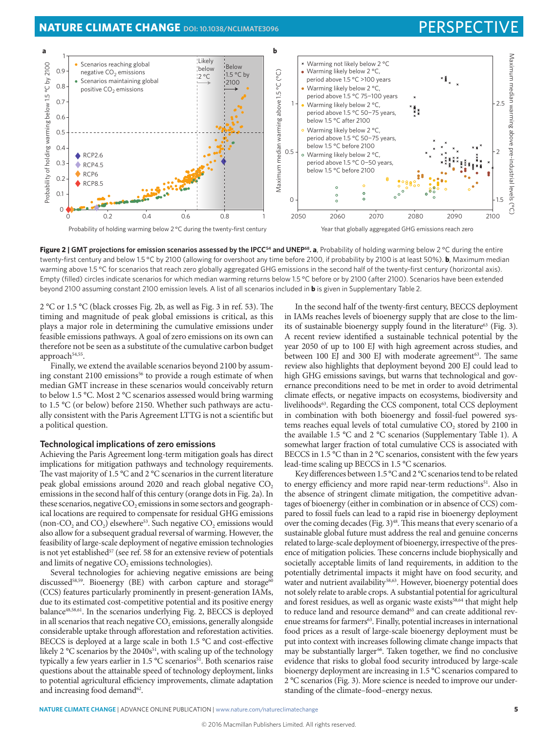**Figure 2 | GMT projections for emission scenarios assessed by the IPCC[54] and UNEP[68]. a**, Probability of holding warming below 2 °C during the entire twenty-first century and below 1.5 °C by 2100 (allowing for overshoot any time before 2100, if probability by 2100 is at least 50%). **b**, Maximum median warming above 1.5 °C for scenarios that reach zero globally aggregated GHG emissions in the second half of the twenty-first century (horizontal axis). Empty (filled) circles indicate scenarios for which median warming returns below 1.5 °C before or by 2100 (after 2100). Scenarios have been extended beyond 2100 assuming constant 2100 emission levels. A list of all scenarios included in **b** is given in Supplementary Table 2.

2 °C or 1.5 °C (black crosses Fig. 2b, as well as Fig. 3 in ref. 53). The timing and magnitude of peak global emissions is critical, as this plays a major role in determining the cumulative emissions under feasible emissions pathways. A goal of zero emissions on its own can therefore not be seen as a substitute of the cumulative carbon budget approach[54,55].

Finally, we extend the available scenarios beyond 2100 by assuming constant 2100 emissions[56] to provide a rough estimate of when median GMT increase in these scenarios would conceivably return to below 1.5 °C. Most 2 °C scenarios assessed would bring warming to 1.5 °C (or below) before 2150. Whether such pathways are actually consistent with the Paris Agreement LTTG is not a scientific but a political question.

### Technological implications of zero emissions

Achieving the Paris Agreement long-term mitigation goals has direct implications for mitigation pathways and technology requirements. The vast majority of 1.5 °C and 2 °C scenarios in the current literature peak global emissions around 2020 and reach global negative $CO_2$ emissions in the second half of this century (orange dots in Fig. 2a). In these scenarios, negative $CO_2$ emissions in some sectors and geographical locations are required to compensate for residual GHG emissions (non-$CO_2$ and $CO_2$) elsewhere[53]. Such negative $CO_2$ emissions would also allow for a subsequent gradual reversal of warming. However, the feasibility of large-scale deployment of negative emission technologies is not yet established[57] (see ref. 58 for an extensive review of potentials and limits of negative $CO_2$ emissions technologies).

Several technologies for achieving negative emissions are being discussed[58,59]. Bioenergy (BE) with carbon capture and storage[60] (CCS) features particularly prominently in present-generation IAMs, due to its estimated cost-competitive potential and its positive energy balance[48,58,61]. In the scenarios underlying Fig. 2, BECCS is deployed in all scenarios that reach negative $CO_2$ emissions, generally alongside considerable uptake through afforestation and reforestation activities. BECCS is deployed at a large scale in both 1.5 °C and cost-effective likely 2 °C scenarios by the 2040s[51], with scaling up of the technology typically a few years earlier in 1.5 °C scenarios[51]. Both scenarios raise questions about the attainable speed of technology deployment, links to potential agricultural efficiency improvements, climate adaptation and increasing food demand[62].

In the second half of the twenty-first century, BECCS deployment in IAMs reaches levels of bioenergy supply that are close to the limits of sustainable bioenergy supply found in the literature[63] (Fig. 3). A recent review identified a sustainable technical potential by the year 2050 of up to 100 EJ with high agreement across studies, and between 100 EJ and 300 EJ with moderate agreement[63]. The same review also highlights that deployment beyond 200 EJ could lead to high GHG emissions savings, but warns that technological and governance preconditions need to be met in order to avoid detrimental climate effects, or negative impacts on ecosystems, biodiversity and livelihoods[63]. Regarding the CCS component, total CCS deployment in combination with both bioenergy and fossil-fuel powered systems reaches equal levels of total cumulative $CO_2$ stored by 2100 in the available 1.5 °C and 2 °C scenarios (Supplementary Table 1). A somewhat larger fraction of total cumulative CCS is associated with BECCS in 1.5 °C than in 2 °C scenarios, consistent with the few years lead-time scaling up BECCS in 1.5 °C scenarios.

Key differences between 1.5 °C and 2 °C scenarios tend to be related to energy efficiency and more rapid near-term reductions[51]. Also in the absence of stringent climate mitigation, the competitive advantages of bioenergy (either in combination or in absence of CCS) compared to fossil fuels can lead to a rapid rise in bioenergy deployment over the coming decades (Fig. 3)[48]. This means that every scenario of a sustainable global future must address the real and genuine concerns related to large-scale deployment of bioenergy, irrespective of the presence of mitigation policies. These concerns include biophysically and societally acceptable limits of land requirements, in addition to the potentially detrimental impacts it might have on food security, and water and nutrient availability[58,63]. However, bioenergy potential does not solely relate to arable crops. A substantial potential for agricultural and forest residues, as well as organic waste exists[58,64] that might help to reduce land and resource demand[65] and can create additional revenue streams for farmers[63]. Finally, potential increases in international food prices as a result of large-scale bioenergy deployment must be put into context with increases following climate change impacts that may be substantially larger[66]. Taken together, we find no conclusive evidence that risks to global food security introduced by large-scale bioenergy deployment are increasing in 1.5 °C scenarios compared to 2 °C scenarios (Fig. 3). More science is needed to improve our understanding of the climate–food–energy nexus.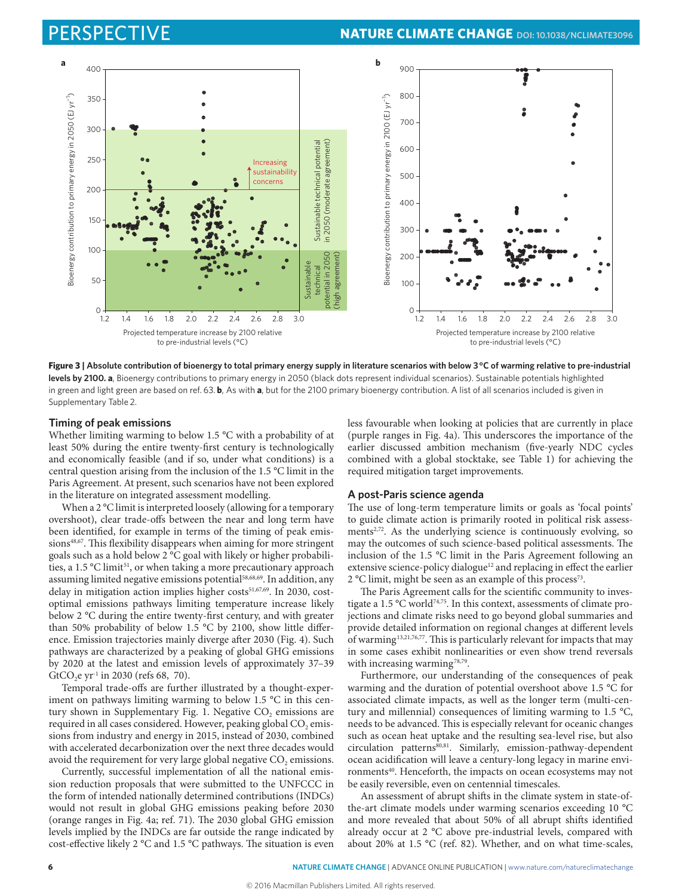**Figure 3 | Absolute contribution of bioenergy to total primary energy supply in literature scenarios with below 3 °C of warming relative to pre-industrial levels by 2100. a**, Bioenergy contributions to primary energy in 2050 (black dots represent individual scenarios). Sustainable potentials highlighted in green and light green are based on ref. 63. **b**, As with **a**, but for the 2100 primary bioenergy contribution. A list of all scenarios included is given in Supplementary Table 2.

## Timing of peak emissions

Whether limiting warming to below 1.5 °C with a probability of at least 50% during the entire twenty-first century is technologically and economically feasible (and if so, under what conditions) is a central question arising from the inclusion of the 1.5 °C limit in the Paris Agreement. At present, such scenarios have not been explored in the literature on integrated assessment modelling.

When a 2 °C limit is interpreted loosely (allowing for a temporary overshoot), clear trade-offs between the near and long term have been identified, for example in terms of the timing of peak emissions[48,67]. This flexibility disappears when aiming for more stringent goals such as a hold below 2 °C goal with likely or higher probabilities, a 1.5 °C limit[51], or when taking a more precautionary approach assuming limited negative emissions potential[58,68,69]. In addition, any delay in mitigation action implies higher costs[51,67,69]. In 2030, cost-optimal emissions pathways limiting temperature increase likely below 2 °C during the entire twenty-first century, and with greater than 50% probability of below 1.5 °C by 2100, show little difference. Emission trajectories mainly diverge after 2030 (Fig. 4). Such pathways are characterized by a peaking of global GHG emissions by 2020 at the latest and emission levels of approximately 37–39 $GtCO_2e\ yr^{-1}$ in 2030 (refs 68, 70).

Temporal trade-offs are further illustrated by a thought-experiment on pathways limiting warming to below 1.5 °C in this century shown in Supplementary Fig. 1. Negative $CO_2$ emissions are required in all cases considered. However, peaking global $CO_2$ emissions from industry and energy in 2015, instead of 2030, combined with accelerated decarbonization over the next three decades would avoid the requirement for very large global negative $CO_2$ emissions.

Currently, successful implementation of all the national emission reduction proposals that were submitted to the UNFCCC in the form of intended nationally determined contributions (INDCs) would not result in global GHG emissions peaking before 2030 (orange ranges in Fig. 4a; ref. 71). The 2030 global GHG emission levels implied by the INDCs are far outside the range indicated by cost-effective likely 2 °C and 1.5 °C pathways. The situation is even less favourable when looking at policies that are currently in place (purple ranges in Fig. 4a). This underscores the importance of the earlier discussed ambition mechanism (five-yearly NDC cycles combined with a global stocktake, see Table 1) for achieving the required mitigation target improvements.

## A post-Paris science agenda

The use of long-term temperature limits or goals as 'focal points' to guide climate action is primarily rooted in political risk assessments[2,72]. As the underlying science is continuously evolving, so may the outcomes of such science-based political assessments. The inclusion of the 1.5 °C limit in the Paris Agreement following an extensive science-policy dialogue[12] and replacing in effect the earlier 2 °C limit, might be seen as an example of this process[73].

The Paris Agreement calls for the scientific community to investigate a 1.5 °C world[74,75]. In this context, assessments of climate projections and climate risks need to go beyond global summaries and provide detailed information on regional changes at different levels of warming[13,21,76,77]. This is particularly relevant for impacts that may in some cases exhibit nonlinearities or even show trend reversals with increasing warming[78,79].

Furthermore, our understanding of the consequences of peak warming and the duration of potential overshoot above 1.5 °C for associated climate impacts, as well as the longer term (multi-century and millennial) consequences of limiting warming to 1.5 °C, needs to be advanced. This is especially relevant for oceanic changes such as ocean heat uptake and the resulting sea-level rise, but also circulation patterns[80,81]. Similarly, emission-pathway-dependent ocean acidification will leave a century-long legacy in marine environments[40]. Henceforth, the impacts on ocean ecosystems may not be easily reversible, even on centennial timescales.

An assessment of abrupt shifts in the climate system in state-of-the-art climate models under warming scenarios exceeding 10 °C and more revealed that about 50% of all abrupt shifts identified already occur at 2 °C above pre-industrial levels, compared with about 20% at 1.5 °C (ref. 82). Whether, and on what time-scales,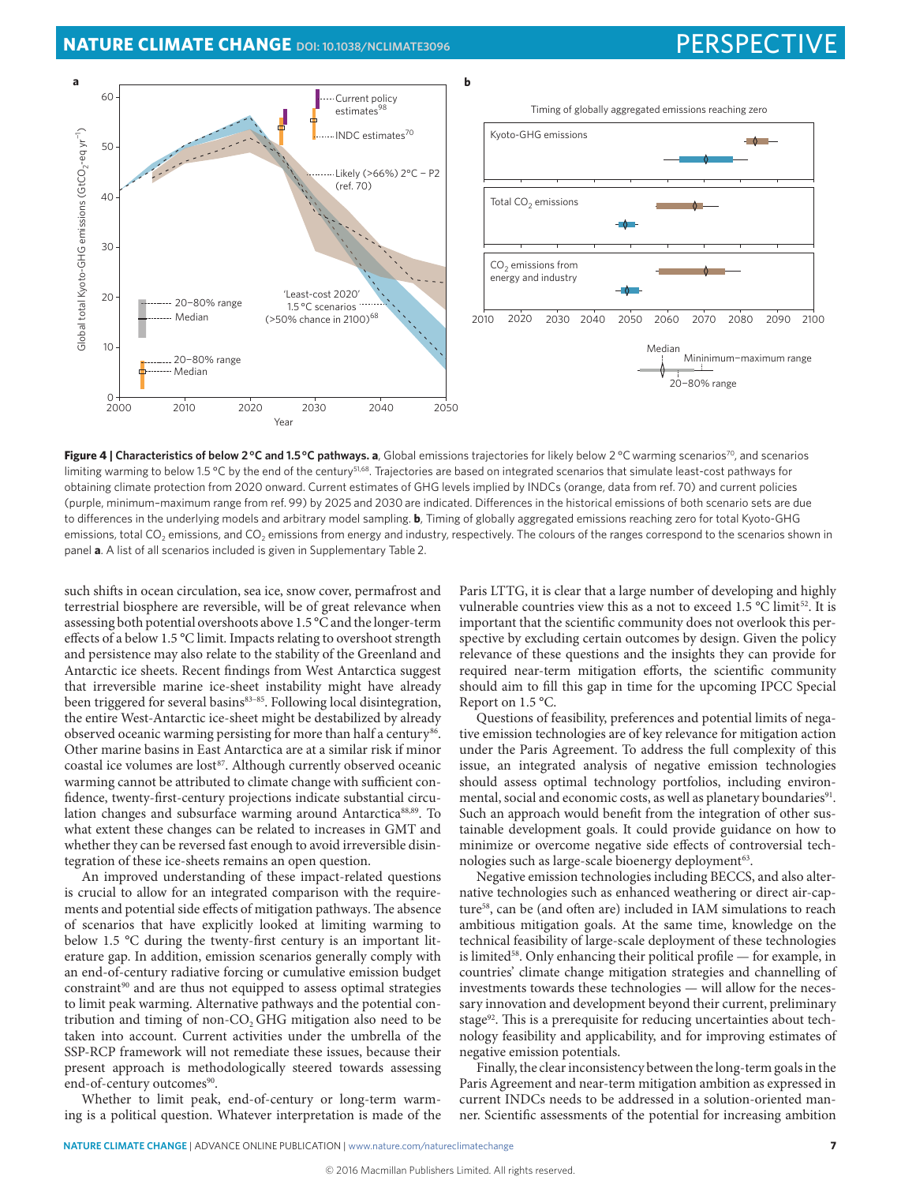**Figure 4 | Characteristics of below 2 °C and 1.5 °C pathways. a**, Global emissions trajectories for likely below 2 °C warming scenarios[70], and scenarios limiting warming to below 1.5 °C by the end of the century[51,68]. Trajectories are based on integrated scenarios that simulate least-cost pathways for obtaining climate protection from 2020 onward. Current estimates of GHG levels implied by INDCs (orange, data from ref. 70) and current policies (purple, minimum–maximum range from ref. 99) by 2025 and 2030 are indicated. Differences in the historical emissions of both scenario sets are due to differences in the underlying models and arbitrary model sampling. **b**, Timing of globally aggregated emissions reaching zero for total Kyoto-GHG emissions, total $CO_2$ emissions, and $CO_2$ emissions from energy and industry, respectively. The colours of the ranges correspond to the scenarios shown in panel **a**. A list of all scenarios included is given in Supplementary Table 2.

such shifts in ocean circulation, sea ice, snow cover, permafrost and terrestrial biosphere are reversible, will be of great relevance when assessing both potential overshoots above 1.5 °C and the longer-term effects of a below 1.5 °C limit. Impacts relating to overshoot strength and persistence may also relate to the stability of the Greenland and Antarctic ice sheets. Recent findings from West Antarctica suggest that irreversible marine ice-sheet instability might have already been triggered for several basins[83–85]. Following local disintegration, the entire West-Antarctic ice-sheet might be destabilized by already observed oceanic warming persisting for more than half a century[86]. Other marine basins in East Antarctica are at a similar risk if minor coastal ice volumes are lost[87]. Although currently observed oceanic warming cannot be attributed to climate change with sufficient confidence, twenty-first-century projections indicate substantial circulation changes and subsurface warming around Antarctica[88,89]. To what extent these changes can be related to increases in GMT and whether they can be reversed fast enough to avoid irreversible disintegration of these ice-sheets remains an open question.

An improved understanding of these impact-related questions is crucial to allow for an integrated comparison with the requirements and potential side effects of mitigation pathways. The absence of scenarios that have explicitly looked at limiting warming to below 1.5 °C during the twenty-first century is an important literature gap. In addition, emission scenarios generally comply with an end-of-century radiative forcing or cumulative emission budget constraint[90] and are thus not equipped to assess optimal strategies to limit peak warming. Alternative pathways and the potential contribution and timing of non-$CO_2$ GHG mitigation also need to be taken into account. Current activities under the umbrella of the SSP-RCP framework will not remediate these issues, because their present approach is methodologically steered towards assessing end-of-century outcomes[90].

Whether to limit peak, end-of-century or long-term warming is a political question. Whatever interpretation is made of the Paris LTTG, it is clear that a large number of developing and highly vulnerable countries view this as a not to exceed 1.5 °C limit[52]. It is important that the scientific community does not overlook this perspective by excluding certain outcomes by design. Given the policy relevance of these questions and the insights they can provide for required near-term mitigation efforts, the scientific community should aim to fill this gap in time for the upcoming IPCC Special Report on 1.5 °C.

Questions of feasibility, preferences and potential limits of negative emission technologies are of key relevance for mitigation action under the Paris Agreement. To address the full complexity of this issue, an integrated analysis of negative emission technologies should assess optimal technology portfolios, including environmental, social and economic costs, as well as planetary boundaries[91]. Such an approach would benefit from the integration of other sustainable development goals. It could provide guidance on how to minimize or overcome negative side effects of controversial technologies such as large-scale bioenergy deployment[63].

Negative emission technologies including BECCS, and also alternative technologies such as enhanced weathering or direct air-capture[58], can be (and often are) included in IAM simulations to reach ambitious mitigation goals. At the same time, knowledge on the technical feasibility of large-scale deployment of these technologies is limited[58]. Only enhancing their political profile — for example, in countries' climate change mitigation strategies and channelling of investments towards these technologies — will allow for the necessary innovation and development beyond their current, preliminary stage[92]. This is a prerequisite for reducing uncertainties about technology feasibility and applicability, and for improving estimates of negative emission potentials.

Finally, the clear inconsistency between the long-term goals in the Paris Agreement and near-term mitigation ambition as expressed in current INDCs needs to be addressed in a solution-oriented manner. Scientific assessments of the potential for increasing ambition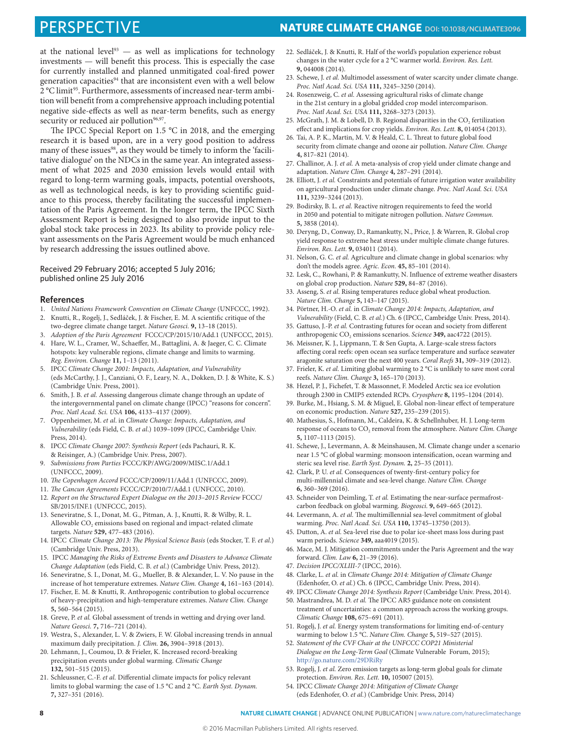at the national level[93] — as well as implications for technology investments — will benefit this process. This is especially the case for currently installed and planned unmitigated coal-fired power generation capacities[94] that are inconsistent even with a well below 2 °C limit[95]. Furthermore, assessments of increased near-term ambition will benefit from a comprehensive approach including potential negative side-effects as well as near-term benefits, such as energy security or reduced air pollution[96,97].

The IPCC Special Report on 1.5 °C in 2018, and the emerging research it is based upon, are in a very good position to address many of these issues[98], as they would be timely to inform the 'facilitative dialogue' on the NDCs in the same year. An integrated assessment of what 2025 and 2030 emission levels would entail with regard to long-term warming goals, impacts, potential overshoots, as well as technological needs, is key to providing scientific guidance to this process, thereby facilitating the successful implementation of the Paris Agreement. In the longer term, the IPCC Sixth Assessment Report is being designed to also provide input to the global stock take process in 2023. Its ability to provide policy relevant assessments on the Paris Agreement would be much enhanced by research addressing the issues outlined above.

Received 29 February 2016; accepted 5 July 2016; published online 25 July 2016

## References

1. *United Nations Framework Convention on Climate Change* (UNFCCC, 1992).
2. Knutti, R., Rogelj, J., Sedláček, J. & Fischer, E. M. A scientific critique of the two-degree climate change target. *Nature Geosci.* **9,** 13–18 (2015).
3. *Adoption of the Paris Agreement* FCCC/CP/2015/10/Add.1 (UNFCCC, 2015).
4. Hare, W. L., Cramer, W., Schaeffer, M., Battaglini, A. & Jaeger, C. C. Climate hotspots: key vulnerable regions, climate change and limits to warming. *Reg. Environ. Change* **11,** 1–13 (2011).
5. IPCC *Climate Change 2001: Impacts, Adaptation, and Vulnerability* (eds McCarthy, J. J., Canziani, O. F., Leary, N. A., Dokken, D. J. & White, K. S.) (Cambridge Univ. Press, 2001).
6. Smith, J. B. *et al.* Assessing dangerous climate change through an update of the intergovernmental panel on climate change (IPCC) "reasons for concern". *Proc. Natl Acad. Sci. USA* **106,** 4133–4137 (2009).
7. Oppenheimer, M. *et al*. in *Climate Change: Impacts, Adaptation, and Vulnerability* (eds Field, C. B. *et al.*) 1039–1099 (IPCC, Cambridge Univ. Press, 2014).
8. IPCC *Climate Change 2007: Synthesis Report* (eds Pachauri, R. K. & Reisinger, A.) (Cambridge Univ. Press, 2007).
9. *Submissions from Parties* FCCC/KP/AWG/2009/MISC.1/Add.1 (UNFCCC, 2009).
10. *The Copenhagen Accord* FCCC/CP/2009/11/Add.1 (UNFCCC, 2009).
11. *The Cancun Agreements* FCCC/CP/2010/7/Add.1 (UNFCCC, 2010).
12. *Report on the Structured Expert Dialogue on the 2013–2015 Review* FCCC/SB/2015/INF.1 (UNFCCC, 2015).
13. Seneviratne, S. I., Donat, M. G., Pitman, A. J., Knutti, R. & Wilby, R. L. Allowable $CO_2$ emissions based on regional and impact-related climate targets. *Nature* **529,** 477–483 (2016).
14. IPCC *Climate Change 2013: The Physical Science Basis* (eds Stocker, T. F. *et al.*) (Cambridge Univ. Press, 2013).
15. IPCC *Managing the Risks of Extreme Events and Disasters to Advance Climate Change Adaptation* (eds Field, C. B. *et al.*) (Cambridge Univ. Press, 2012).
16. Seneviratne, S. I., Donat, M. G., Mueller, B. & Alexander, L. V. No pause in the increase of hot temperature extremes. *Nature Clim. Change* **4,** 161–163 (2014).
17. Fischer, E. M. & Knutti, R. Anthropogenic contribution to global occurrence of heavy-precipitation and high-temperature extremes. *Nature Clim. Change* **5,** 560–564 (2015).
18. Greve, P. *et al.* Global assessment of trends in wetting and drying over land. *Nature Geosci.* **7,** 716–721 (2014).
19. Westra, S., Alexander, L. V. & Zwiers, F. W. Global increasing trends in annual maximum daily precipitation. *J. Clim.* **26,** 3904–3918 (2013).
20. Lehmann, J., Coumou, D. & Frieler, K. Increased record-breaking precipitation events under global warming. *Climatic Change* **132,** 501–515 (2015).
21. Schleussner, C.-F. *et al.* Differential climate impacts for policy relevant limits to global warming: the case of 1.5 °C and 2 °C. *Earth Syst. Dynam.* **7,** 327–351 (2016).
22. Sedláček, J. & Knutti, R. Half of the world's population experience robust changes in the water cycle for a 2 °C warmer world. *Environ. Res. Lett.* **9,** 044008 (2014).
23. Schewe, J. *et al.* Multimodel assessment of water scarcity under climate change. *Proc. Natl Acad. Sci. USA* **111,** 3245–3250 (2014).
24. Rosenzweig, C. *et al.* Assessing agricultural risks of climate change in the 21st century in a global gridded crop model intercomparison. *Proc. Natl Acad. Sci. USA* **111,** 3268–3273 (2013).
25. McGrath, J. M. & Lobell, D. B. Regional disparities in the $CO_2$ fertilization effect and implications for crop yields. *Environ. Res. Lett.* **8,** 014054 (2013).
26. Tai, A. P. K., Martin, M. V. & Heald, C. L. Threat to future global food security from climate change and ozone air pollution. *Nature Clim. Change* **4,** 817–821 (2014).
27. Challinor, A. J. *et al.* A meta-analysis of crop yield under climate change and adaptation. *Nature Clim. Change* **4,** 287–291 (2014).
28. Elliott, J. *et al.* Constraints and potentials of future irrigation water availability on agricultural production under climate change. *Proc. Natl Acad. Sci. USA* **111,** 3239–3244 (2013).
29. Bodirsky, B. L. *et al.* Reactive nitrogen requirements to feed the world in 2050 and potential to mitigate nitrogen pollution. *Nature Commun.* **5,** 3858 (2014).
30. Deryng, D., Conway, D., Ramankutty, N., Price, J. & Warren, R. Global crop yield response to extreme heat stress under multiple climate change futures. *Environ. Res. Lett.* **9,** 034011 (2014).
31. Nelson, G. C. *et al.* Agriculture and climate change in global scenarios: why don't the models agree. *Agric. Econ.* **45,** 85–101 (2014).
32. Lesk, C., Rowhani, P. & Ramankutty, N. Influence of extreme weather disasters on global crop production. *Nature* **529,** 84–87 (2016).
33. Asseng, S. *et al.* Rising temperatures reduce global wheat production. *Nature Clim. Change* **5,** 143–147 (2015).
34. Pörtner, H.-O. *et al.* in *Climate Change 2014: Impacts, Adaptation, and Vulnerability* (Field, C. B. *et al.*) Ch. 6 (IPCC, Cambridge Univ. Press, 2014).
35. Gattuso, J.-P. *et al.* Contrasting futures for ocean and society from different anthropogenic $CO_2$ emissions scenarios. *Science* **349,** aac4722 (2015).
36. Meissner, K. J., Lippmann, T. & Sen Gupta, A. Large-scale stress factors affecting coral reefs: open ocean sea surface temperature and surface seawater aragonite saturation over the next 400 years. *Coral Reefs* **31,** 309–319 (2012).
37. Frieler, K. *et al.* Limiting global warming to 2 °C is unlikely to save most coral reefs. *Nature Clim. Change* **3,** 165–170 (2013).
38. Hezel, P. J., Fichefet, T. & Massonnet, F. Modeled Arctic sea ice evolution through 2300 in CMIP5 extended RCPs. *Cryosphere* **8,** 1195–1204 (2014).
39. Burke, M., Hsiang, S. M. & Miguel, E. Global non-linear effect of temperature on economic production. *Nature* **527,** 235–239 (2015).
40. Mathesius, S., Hofmann, M., Caldeira, K. & Schellnhuber, H. J. Long-term response of oceans to $CO_2$ removal from the atmosphere. *Nature Clim. Change* **5,** 1107–1113 (2015).
41. Schewe, J., Levermann, A. & Meinshausen, M. Climate change under a scenario near 1.5 °C of global warming: monsoon intensification, ocean warming and steric sea level rise. *Earth Syst. Dynam.* **2,** 25–35 (2011).
42. Clark, P. U. *et al.* Consequences of twenty-first-century policy for multi-millennial climate and sea-level change. *Nature Clim. Change* **6,** 360–369 (2016).
43. Schneider von Deimling, T. *et al.* Estimating the near-surface permafrost-carbon feedback on global warming. *Biogeosci.* **9,** 649–665 (2012).
44. Levermann, A. *et al.* The multimillennial sea-level commitment of global warming. *Proc. Natl Acad. Sci. USA* **110,** 13745–13750 (2013).
45. Dutton, A. *et al.* Sea-level rise due to polar ice-sheet mass loss during past warm periods. *Science* **349,** aaa4019 (2015).
46. Mace, M. J. Mitigation commitments under the Paris Agreement and the way forward. *Clim. Law* **6,** 21–39 (2016).
47. *Decision IPCC/XLIII-7* (IPCC, 2016).
48. Clarke, L. *et al.* in *Climate Change 2014: Mitigation of Climate Change* (Edenhofer, O. *et al.*) Ch. 6 (IPCC, Cambridge Univ. Press, 2014).
49. IPCC *Climate Change 2014: Synthesis Report* (Cambridge Univ. Press, 2014).
50. Mastrandrea, M. D. *et al.* The IPCC AR5 guidance note on consistent treatment of uncertainties: a common approach across the working groups. *Climatic Change* **108,** 675–691 (2011).
51. Rogelj, J. *et al.* Energy system transformations for limiting end-of-century warming to below 1.5 °C. *Nature Clim. Change* **5,** 519–527 (2015).
52. *Statement of the CVF Chair at the UNFCCC COP21 Ministerial Dialogue on the Long-Term Goal* (Climate Vulnerable Forum, 2015); http://go.nature.com/29DRiRy
53. Rogelj, J. *et al.* Zero emission targets as long-term global goals for climate protection. *Environ. Res. Lett.* **10,** 105007 (2015).
54. IPCC *Climate Change 2014: Mitigation of Climate Change* (eds Edenhofer, O. *et al.*) (Cambridge Univ. Press, 2014)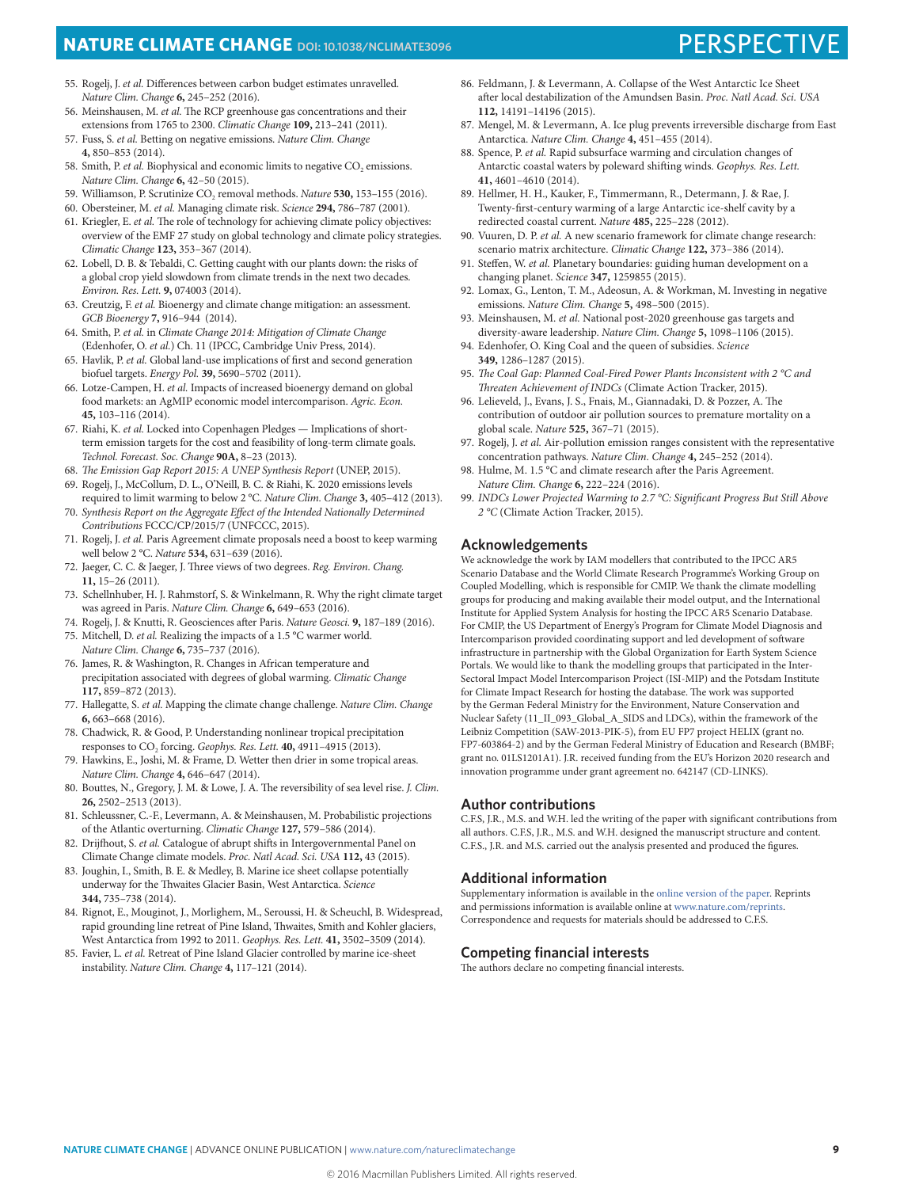55. Rogelj, J. *et al.* Differences between carbon budget estimates unravelled. *Nature Clim. Change* **6,** 245–252 (2016).
56. Meinshausen, M. *et al.* The RCP greenhouse gas concentrations and their extensions from 1765 to 2300. *Climatic Change* **109,** 213–241 (2011).
57. Fuss, S. *et al.* Betting on negative emissions. *Nature Clim. Change* **4,** 850–853 (2014).
58. Smith, P. *et al.* Biophysical and economic limits to negative $CO_2$ emissions. *Nature Clim. Change* **6,** 42–50 (2015).
59. Williamson, P. Scrutinize $CO_2$ removal methods. *Nature* **530,** 153–155 (2016).
60. Obersteiner, M. *et al.* Managing climate risk. *Science* **294,** 786–787 (2001).
61. Kriegler, E. *et al.* The role of technology for achieving climate policy objectives: overview of the EMF 27 study on global technology and climate policy strategies. *Climatic Change* **123,** 353–367 (2014).
62. Lobell, D. B. & Tebaldi, C. Getting caught with our plants down: the risks of a global crop yield slowdown from climate trends in the next two decades. *Environ. Res. Lett.* **9,** 074003 (2014).
63. Creutzig, F. *et al.* Bioenergy and climate change mitigation: an assessment. *GCB Bioenergy* **7,** 916–944 (2014).
64. Smith, P. *et al.* in *Climate Change 2014: Mitigation of Climate Change* (Edenhofer, O. *et al.*) Ch. 11 (IPCC, Cambridge Univ Press, 2014).
65. Havlik, P. *et al.* Global land-use implications of first and second generation biofuel targets. *Energy Pol.* **39,** 5690–5702 (2011).
66. Lotze-Campen, H. *et al.* Impacts of increased bioenergy demand on global food markets: an AgMIP economic model intercomparison. *Agric. Econ.* **45,** 103–116 (2014).
67. Riahi, K. *et al.* Locked into Copenhagen Pledges — Implications of short-term emission targets for the cost and feasibility of long-term climate goals. *Technol. Forecast. Soc. Change* **90A,** 8–23 (2013).
68. *The Emission Gap Report 2015: A UNEP Synthesis Report* (UNEP, 2015).
69. Rogelj, J., McCollum, D. L., O'Neill, B. C. & Riahi, K. 2020 emissions levels required to limit warming to below 2 °C. *Nature Clim. Change* **3,** 405–412 (2013).
70. *Synthesis Report on the Aggregate Effect of the Intended Nationally Determined Contributions* FCCC/CP/2015/7 (UNFCCC, 2015).
71. Rogelj, J. *et al.* Paris Agreement climate proposals need a boost to keep warming well below 2 °C. *Nature* **534,** 631–639 (2016).
72. Jaeger, C. C. & Jaeger, J. Three views of two degrees. *Reg. Environ. Chang.* **11,** 15–26 (2011).
73. Schellnhuber, H. J. Rahmstorf, S. & Winkelmann, R. Why the right climate target was agreed in Paris. *Nature Clim. Change* **6,** 649–653 (2016).
74. Rogelj, J. & Knutti, R. Geosciences after Paris. *Nature Geosci.* **9,** 187–189 (2016).
75. Mitchell, D. *et al.* Realizing the impacts of a 1.5 °C warmer world. *Nature Clim. Change* **6,** 735–737 (2016).
76. James, R. & Washington, R. Changes in African temperature and precipitation associated with degrees of global warming. *Climatic Change* **117,** 859–872 (2013).
77. Hallegatte, S. *et al.* Mapping the climate change challenge. *Nature Clim. Change* **6,** 663–668 (2016).
78. Chadwick, R. & Good, P. Understanding nonlinear tropical precipitation responses to $CO_2$ forcing. *Geophys. Res. Lett.* **40,** 4911–4915 (2013).
79. Hawkins, E., Joshi, M. & Frame, D. Wetter then drier in some tropical areas. *Nature Clim. Change* **4,** 646–647 (2014).
80. Bouttes, N., Gregory, J. M. & Lowe, J. A. The reversibility of sea level rise. *J. Clim.* **26,** 2502–2513 (2013).
81. Schleussner, C.-F., Levermann, A. & Meinshausen, M. Probabilistic projections of the Atlantic overturning. *Climatic Change* **127,** 579–586 (2014).
82. Drijfhout, S. *et al.* Catalogue of abrupt shifts in Intergovernmental Panel on Climate Change climate models. *Proc. Natl Acad. Sci. USA* **112,** 43 (2015).
83. Joughin, I., Smith, B. E. & Medley, B. Marine ice sheet collapse potentially underway for the Thwaites Glacier Basin, West Antarctica. *Science* **344,** 735–738 (2014).
84. Rignot, E., Mouginot, J., Morlighem, M., Seroussi, H. & Scheuchl, B. Widespread, rapid grounding line retreat of Pine Island, Thwaites, Smith and Kohler glaciers, West Antarctica from 1992 to 2011. *Geophys. Res. Lett.* **41,** 3502–3509 (2014).
85. Favier, L. *et al.* Retreat of Pine Island Glacier controlled by marine ice-sheet instability. *Nature Clim. Change* **4,** 117–121 (2014).
86. Feldmann, J. & Levermann, A. Collapse of the West Antarctic Ice Sheet after local destabilization of the Amundsen Basin. *Proc. Natl Acad. Sci. USA* **112,** 14191–14196 (2015).
87. Mengel, M. & Levermann, A. Ice plug prevents irreversible discharge from East Antarctica. *Nature Clim. Change* **4,** 451–455 (2014).
88. Spence, P. *et al.* Rapid subsurface warming and circulation changes of Antarctic coastal waters by poleward shifting winds. *Geophys. Res. Lett.* **41,** 4601–4610 (2014).
89. Hellmer, H. H., Kauker, F., Timmermann, R., Determann, J. & Rae, J. Twenty-first-century warming of a large Antarctic ice-shelf cavity by a redirected coastal current. *Nature* **485,** 225–228 (2012).
90. Vuuren, D. P. *et al.* A new scenario framework for climate change research: scenario matrix architecture. *Climatic Change* **122,** 373–386 (2014).
91. Steffen, W. *et al.* Planetary boundaries: guiding human development on a changing planet. *Science* **347,** 1259855 (2015).
92. Lomax, G., Lenton, T. M., Adeosun, A. & Workman, M. Investing in negative emissions. *Nature Clim. Change* **5,** 498–500 (2015).
93. Meinshausen, M. *et al.* National post-2020 greenhouse gas targets and diversity-aware leadership. *Nature Clim. Change* **5,** 1098–1106 (2015).
94. Edenhofer, O. King Coal and the queen of subsidies. *Science* **349,** 1286–1287 (2015).
95. *The Coal Gap: Planned Coal-Fired Power Plants Inconsistent with 2 °C and Threaten Achievement of INDCs* (Climate Action Tracker, 2015).
96. Lelieveld, J., Evans, J. S., Fnais, M., Giannadaki, D. & Pozzer, A. The contribution of outdoor air pollution sources to premature mortality on a global scale. *Nature* **525,** 367–71 (2015).
97. Rogelj, J. *et al.* Air-pollution emission ranges consistent with the representative concentration pathways. *Nature Clim. Change* **4,** 245–252 (2014).
98. Hulme, M. 1.5 °C and climate research after the Paris Agreement. *Nature Clim. Change* **6,** 222–224 (2016).
99. *INDCs Lower Projected Warming to 2.7 °C: Significant Progress But Still Above 2 °C* (Climate Action Tracker, 2015).

## Acknowledgements

We acknowledge the work by IAM modellers that contributed to the IPCC AR5 Scenario Database and the World Climate Research Programme's Working Group on Coupled Modelling, which is responsible for CMIP. We thank the climate modelling groups for producing and making available their model output, and the International Institute for Applied System Analysis for hosting the IPCC AR5 Scenario Database. For CMIP, the US Department of Energy's Program for Climate Model Diagnosis and Intercomparison provided coordinating support and led development of software infrastructure in partnership with the Global Organization for Earth System Science Portals. We would like to thank the modelling groups that participated in the Inter-Sectoral Impact Model Intercomparison Project (ISI-MIP) and the Potsdam Institute for Climate Impact Research for hosting the database. The work was supported by the German Federal Ministry for the Environment, Nature Conservation and Nuclear Safety (11_II_093_Global_A_SIDS and LDCs), within the framework of the Leibniz Competition (SAW-2013-PIK-5), from EU FP7 project HELIX (grant no. FP7-603864-2) and by the German Federal Ministry of Education and Research (BMBF; grant no. 01LS1201A1). J.R. received funding from the EU's Horizon 2020 research and innovation programme under grant agreement no. 642147 (CD-LINKS).

## Author contributions

C.F.S, J.R., M.S. and W.H. led the writing of the paper with significant contributions from all authors. C.F.S, J.R., M.S. and W.H. designed the manuscript structure and content. C.F.S., J.R. and M.S. carried out the analysis presented and produced the figures.

## Additional information

Supplementary information is available in the online version of the paper. Reprints and permissions information is available online at www.nature.com/reprints. Correspondence and requests for materials should be addressed to C.F.S.

## Competing financial interests

The authors declare no competing financial interests.